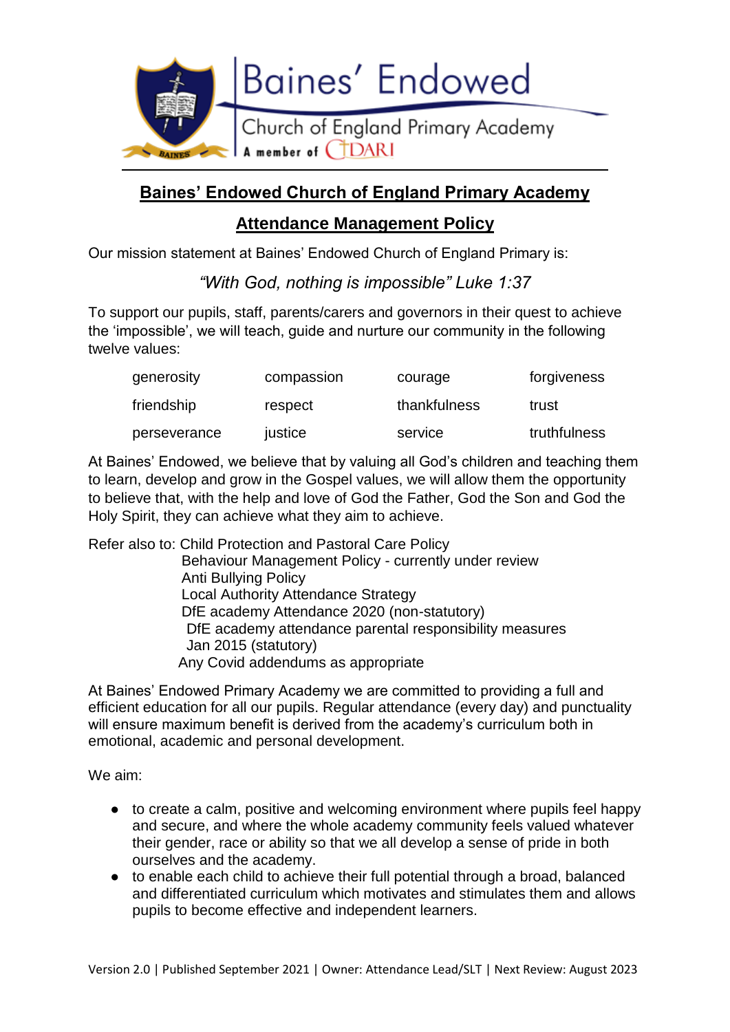Baines' Endowed

Church of England Primary Academy

A member of CDARI

# Baines' Endowed Church of England Primary Academy

## Attendance Management Policy

Our mission statement at Baines' Endowed Church of England Primary is:

*"With God, nothing is impossible" Luke 1:37*

To support our pupils, staff, parents/carers and governors in their quest to achieve the 'impossible', we will teach, guide and nurture our community in the following twelve values:

| | | | |
|---|---|---|---|
| generosity | compassion | courage | forgiveness |
| friendship | respect | thankfulness | trust |
| perseverance | justice | service | truthfulness |

At Baines' Endowed, we believe that by valuing all God's children and teaching them to learn, develop and grow in the Gospel values, we will allow them the opportunity to believe that, with the help and love of God the Father, God the Son and God the Holy Spirit, they can achieve what they aim to achieve.

Refer also to: Child Protection and Pastoral Care Policy
Behaviour Management Policy - currently under review
Anti Bullying Policy
Local Authority Attendance Strategy
DfE academy Attendance 2020 (non-statutory)
DfE academy attendance parental responsibility measures Jan 2015 (statutory)
Any Covid addendums as appropriate

At Baines' Endowed Primary Academy we are committed to providing a full and efficient education for all our pupils. Regular attendance (every day) and punctuality will ensure maximum benefit is derived from the academy's curriculum both in emotional, academic and personal development.

We aim:

- to create a calm, positive and welcoming environment where pupils feel happy and secure, and where the whole academy community feels valued whatever their gender, race or ability so that we all develop a sense of pride in both ourselves and the academy.
- to enable each child to achieve their full potential through a broad, balanced and differentiated curriculum which motivates and stimulates them and allows pupils to become effective and independent learners.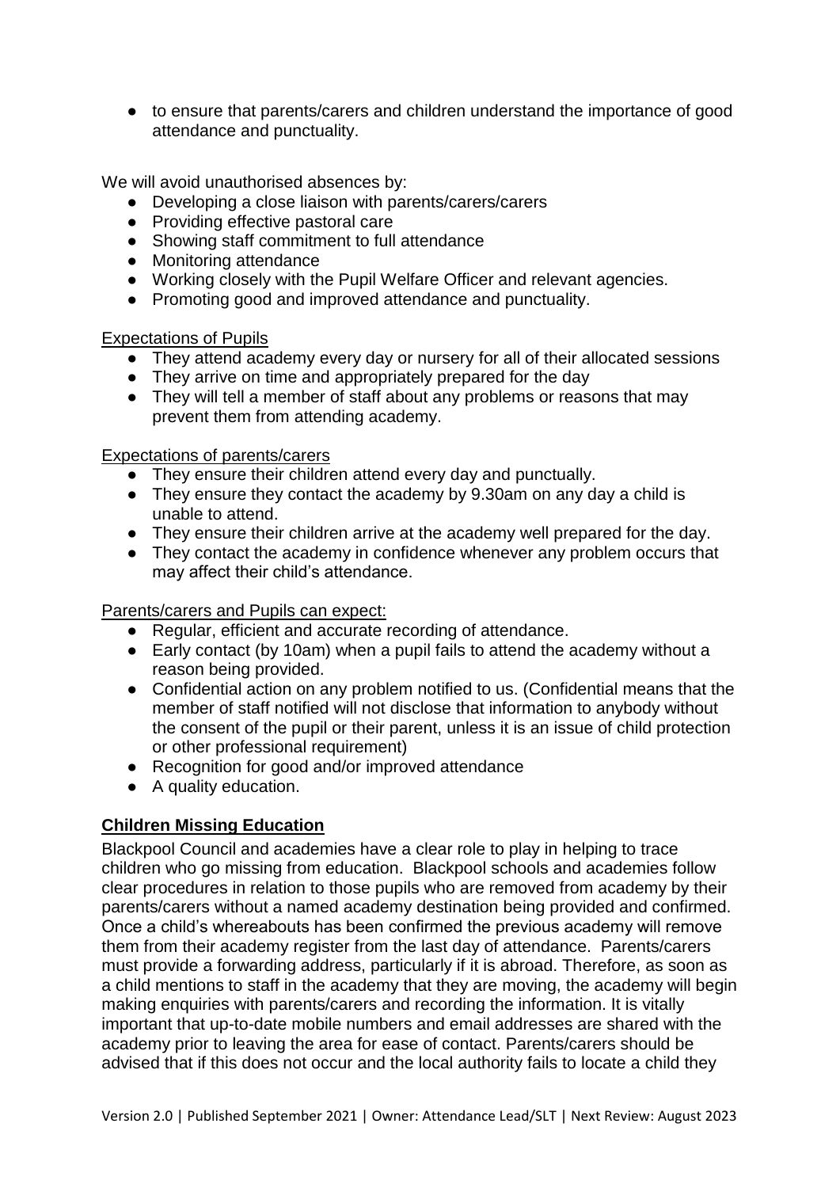- to ensure that parents/carers and children understand the importance of good attendance and punctuality.

We will avoid unauthorised absences by:

- Developing a close liaison with parents/carers/carers
- Providing effective pastoral care
- Showing staff commitment to full attendance
- Monitoring attendance
- Working closely with the Pupil Welfare Officer and relevant agencies.
- Promoting good and improved attendance and punctuality.

Expectations of Pupils

- They attend academy every day or nursery for all of their allocated sessions
- They arrive on time and appropriately prepared for the day
- They will tell a member of staff about any problems or reasons that may prevent them from attending academy.

Expectations of parents/carers

- They ensure their children attend every day and punctually.
- They ensure they contact the academy by 9.30am on any day a child is unable to attend.
- They ensure their children arrive at the academy well prepared for the day.
- They contact the academy in confidence whenever any problem occurs that may affect their child's attendance.

Parents/carers and Pupils can expect:

- Regular, efficient and accurate recording of attendance.
- Early contact (by 10am) when a pupil fails to attend the academy without a reason being provided.
- Confidential action on any problem notified to us. (Confidential means that the member of staff notified will not disclose that information to anybody without the consent of the pupil or their parent, unless it is an issue of child protection or other professional requirement)
- Recognition for good and/or improved attendance
- A quality education.

## Children Missing Education

Blackpool Council and academies have a clear role to play in helping to trace children who go missing from education. Blackpool schools and academies follow clear procedures in relation to those pupils who are removed from academy by their parents/carers without a named academy destination being provided and confirmed. Once a child's whereabouts has been confirmed the previous academy will remove them from their academy register from the last day of attendance. Parents/carers must provide a forwarding address, particularly if it is abroad. Therefore, as soon as a child mentions to staff in the academy that they are moving, the academy will begin making enquiries with parents/carers and recording the information. It is vitally important that up-to-date mobile numbers and email addresses are shared with the academy prior to leaving the area for ease of contact. Parents/carers should be advised that if this does not occur and the local authority fails to locate a child they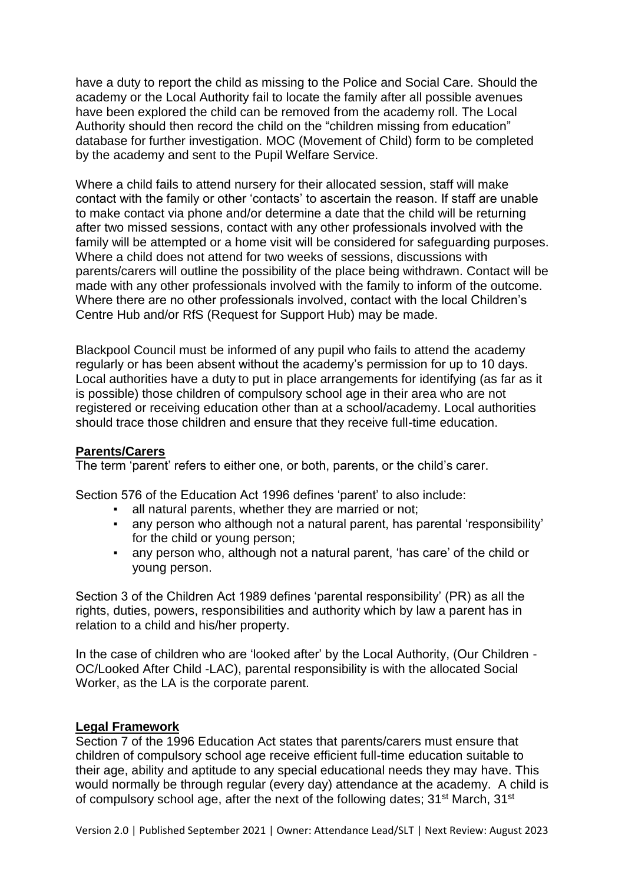have a duty to report the child as missing to the Police and Social Care. Should the academy or the Local Authority fail to locate the family after all possible avenues have been explored the child can be removed from the academy roll. The Local Authority should then record the child on the "children missing from education" database for further investigation. MOC (Movement of Child) form to be completed by the academy and sent to the Pupil Welfare Service.

Where a child fails to attend nursery for their allocated session, staff will make contact with the family or other 'contacts' to ascertain the reason. If staff are unable to make contact via phone and/or determine a date that the child will be returning after two missed sessions, contact with any other professionals involved with the family will be attempted or a home visit will be considered for safeguarding purposes. Where a child does not attend for two weeks of sessions, discussions with parents/carers will outline the possibility of the place being withdrawn. Contact will be made with any other professionals involved with the family to inform of the outcome. Where there are no other professionals involved, contact with the local Children's Centre Hub and/or RfS (Request for Support Hub) may be made.

Blackpool Council must be informed of any pupil who fails to attend the academy regularly or has been absent without the academy's permission for up to 10 days. Local authorities have a duty to put in place arrangements for identifying (as far as it is possible) those children of compulsory school age in their area who are not registered or receiving education other than at a school/academy. Local authorities should trace those children and ensure that they receive full-time education.

## Parents/Carers

The term 'parent' refers to either one, or both, parents, or the child's carer.

Section 576 of the Education Act 1996 defines 'parent' to also include:

- all natural parents, whether they are married or not;
- any person who although not a natural parent, has parental 'responsibility' for the child or young person;
- any person who, although not a natural parent, 'has care' of the child or young person.

Section 3 of the Children Act 1989 defines 'parental responsibility' (PR) as all the rights, duties, powers, responsibilities and authority which by law a parent has in relation to a child and his/her property.

In the case of children who are 'looked after' by the Local Authority, (Our Children - OC/Looked After Child -LAC), parental responsibility is with the allocated Social Worker, as the LA is the corporate parent.

## Legal Framework

Section 7 of the 1996 Education Act states that parents/carers must ensure that children of compulsory school age receive efficient full-time education suitable to their age, ability and aptitude to any special educational needs they may have. This would normally be through regular (every day) attendance at the academy. A child is of compulsory school age, after the next of the following dates; 31st March, 31st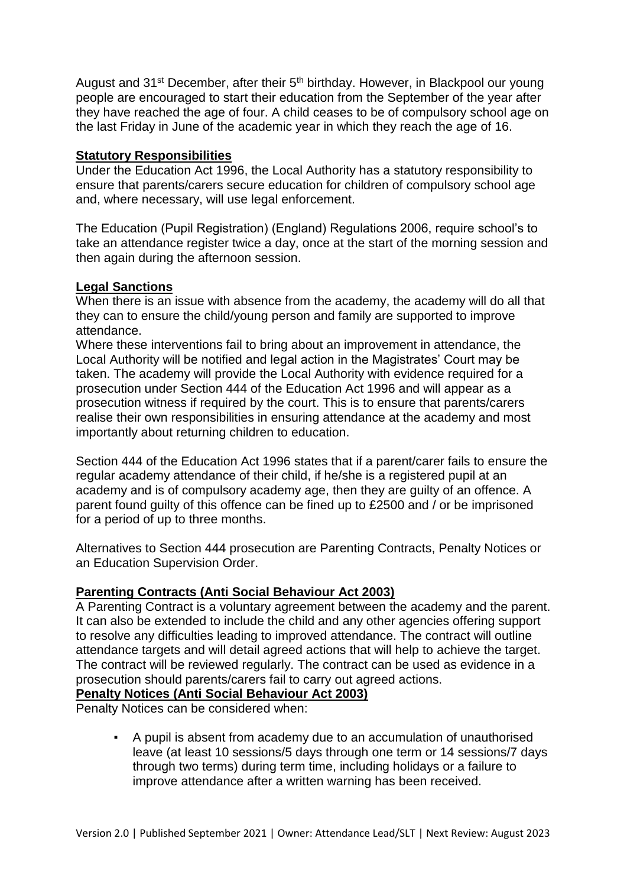August and 31st December, after their 5th birthday. However, in Blackpool our young people are encouraged to start their education from the September of the year after they have reached the age of four. A child ceases to be of compulsory school age on the last Friday in June of the academic year in which they reach the age of 16.

## Statutory Responsibilities

Under the Education Act 1996, the Local Authority has a statutory responsibility to ensure that parents/carers secure education for children of compulsory school age and, where necessary, will use legal enforcement.

The Education (Pupil Registration) (England) Regulations 2006, require school's to take an attendance register twice a day, once at the start of the morning session and then again during the afternoon session.

## Legal Sanctions

When there is an issue with absence from the academy, the academy will do all that they can to ensure the child/young person and family are supported to improve attendance.

Where these interventions fail to bring about an improvement in attendance, the Local Authority will be notified and legal action in the Magistrates' Court may be taken. The academy will provide the Local Authority with evidence required for a prosecution under Section 444 of the Education Act 1996 and will appear as a prosecution witness if required by the court. This is to ensure that parents/carers realise their own responsibilities in ensuring attendance at the academy and most importantly about returning children to education.

Section 444 of the Education Act 1996 states that if a parent/carer fails to ensure the regular academy attendance of their child, if he/she is a registered pupil at an academy and is of compulsory academy age, then they are guilty of an offence. A parent found guilty of this offence can be fined up to £2500 and / or be imprisoned for a period of up to three months.

Alternatives to Section 444 prosecution are Parenting Contracts, Penalty Notices or an Education Supervision Order.

## Parenting Contracts (Anti Social Behaviour Act 2003)

A Parenting Contract is a voluntary agreement between the academy and the parent. It can also be extended to include the child and any other agencies offering support to resolve any difficulties leading to improved attendance. The contract will outline attendance targets and will detail agreed actions that will help to achieve the target. The contract will be reviewed regularly. The contract can be used as evidence in a prosecution should parents/carers fail to carry out agreed actions.

## Penalty Notices (Anti Social Behaviour Act 2003)

Penalty Notices can be considered when:

- A pupil is absent from academy due to an accumulation of unauthorised leave (at least 10 sessions/5 days through one term or 14 sessions/7 days through two terms) during term time, including holidays or a failure to improve attendance after a written warning has been received.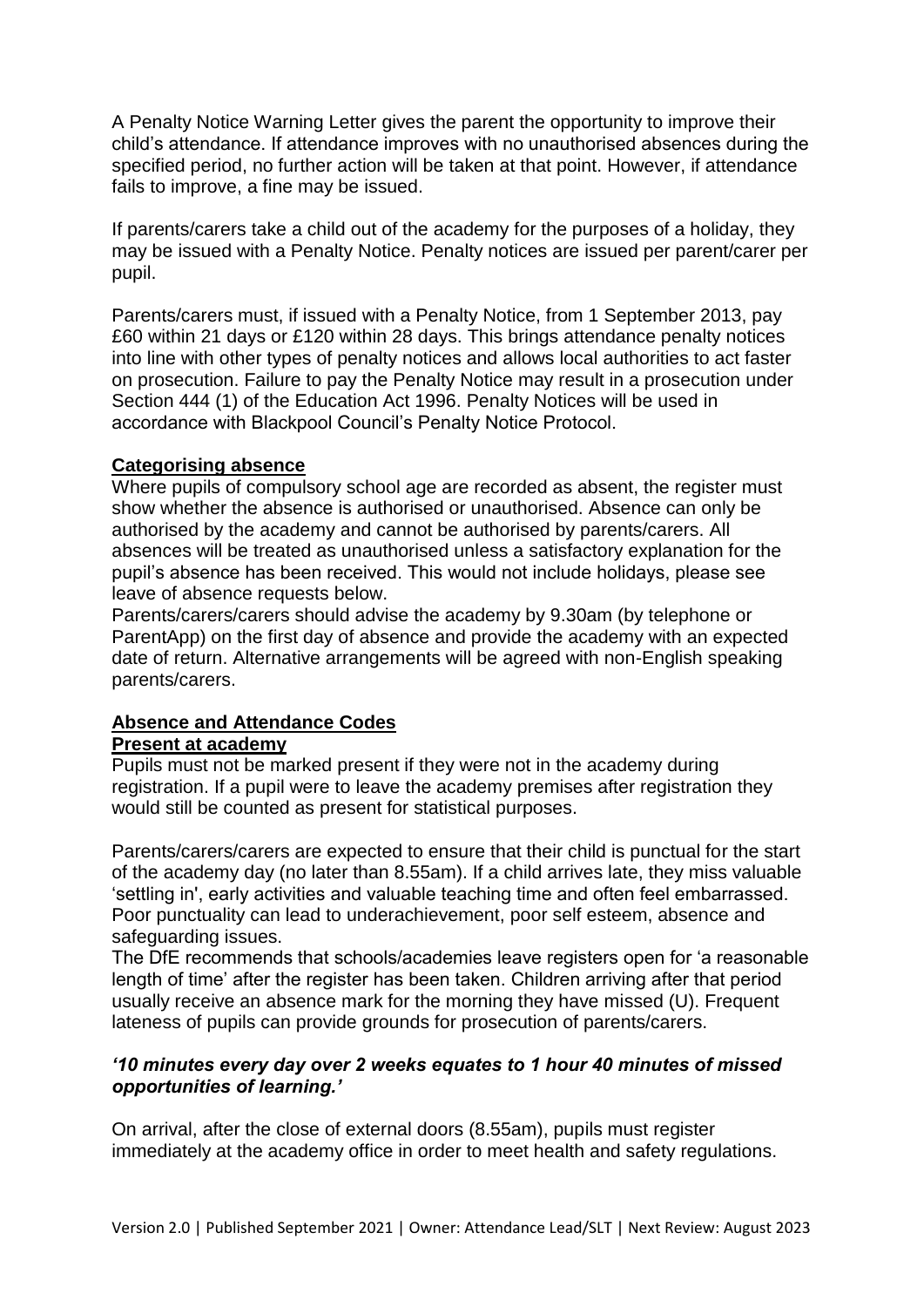A Penalty Notice Warning Letter gives the parent the opportunity to improve their child's attendance. If attendance improves with no unauthorised absences during the specified period, no further action will be taken at that point. However, if attendance fails to improve, a fine may be issued.

If parents/carers take a child out of the academy for the purposes of a holiday, they may be issued with a Penalty Notice. Penalty notices are issued per parent/carer per pupil.

Parents/carers must, if issued with a Penalty Notice, from 1 September 2013, pay £60 within 21 days or £120 within 28 days. This brings attendance penalty notices into line with other types of penalty notices and allows local authorities to act faster on prosecution. Failure to pay the Penalty Notice may result in a prosecution under Section 444 (1) of the Education Act 1996. Penalty Notices will be used in accordance with Blackpool Council's Penalty Notice Protocol.

**Categorising absence**

Where pupils of compulsory school age are recorded as absent, the register must show whether the absence is authorised or unauthorised. Absence can only be authorised by the academy and cannot be authorised by parents/carers. All absences will be treated as unauthorised unless a satisfactory explanation for the pupil's absence has been received. This would not include holidays, please see leave of absence requests below.

Parents/carers/carers should advise the academy by 9.30am (by telephone or ParentApp) on the first day of absence and provide the academy with an expected date of return. Alternative arrangements will be agreed with non-English speaking parents/carers.

**Absence and Attendance Codes**

**Present at academy**

Pupils must not be marked present if they were not in the academy during registration. If a pupil were to leave the academy premises after registration they would still be counted as present for statistical purposes.

Parents/carers/carers are expected to ensure that their child is punctual for the start of the academy day (no later than 8.55am). If a child arrives late, they miss valuable 'settling in', early activities and valuable teaching time and often feel embarrassed. Poor punctuality can lead to underachievement, poor self esteem, absence and safeguarding issues.

The DfE recommends that schools/academies leave registers open for 'a reasonable length of time' after the register has been taken. Children arriving after that period usually receive an absence mark for the morning they have missed (U). Frequent lateness of pupils can provide grounds for prosecution of parents/carers.

***'10 minutes every day over 2 weeks equates to 1 hour 40 minutes of missed opportunities of learning.'***

On arrival, after the close of external doors (8.55am), pupils must register immediately at the academy office in order to meet health and safety regulations.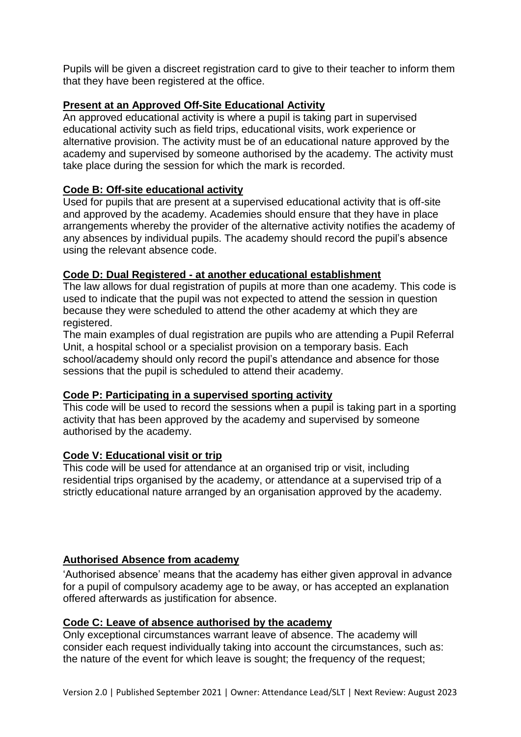Pupils will be given a discreet registration card to give to their teacher to inform them that they have been registered at the office.

## Present at an Approved Off-Site Educational Activity

An approved educational activity is where a pupil is taking part in supervised educational activity such as field trips, educational visits, work experience or alternative provision. The activity must be of an educational nature approved by the academy and supervised by someone authorised by the academy. The activity must take place during the session for which the mark is recorded.

### Code B: Off-site educational activity

Used for pupils that are present at a supervised educational activity that is off-site and approved by the academy. Academies should ensure that they have in place arrangements whereby the provider of the alternative activity notifies the academy of any absences by individual pupils. The academy should record the pupil's absence using the relevant absence code.

### Code D: Dual Registered - at another educational establishment

The law allows for dual registration of pupils at more than one academy. This code is used to indicate that the pupil was not expected to attend the session in question because they were scheduled to attend the other academy at which they are registered.

The main examples of dual registration are pupils who are attending a Pupil Referral Unit, a hospital school or a specialist provision on a temporary basis. Each school/academy should only record the pupil's attendance and absence for those sessions that the pupil is scheduled to attend their academy.

### Code P: Participating in a supervised sporting activity

This code will be used to record the sessions when a pupil is taking part in a sporting activity that has been approved by the academy and supervised by someone authorised by the academy.

### Code V: Educational visit or trip

This code will be used for attendance at an organised trip or visit, including residential trips organised by the academy, or attendance at a supervised trip of a strictly educational nature arranged by an organisation approved by the academy.

## Authorised Absence from academy

'Authorised absence' means that the academy has either given approval in advance for a pupil of compulsory academy age to be away, or has accepted an explanation offered afterwards as justification for absence.

### Code C: Leave of absence authorised by the academy

Only exceptional circumstances warrant leave of absence. The academy will consider each request individually taking into account the circumstances, such as: the nature of the event for which leave is sought; the frequency of the request;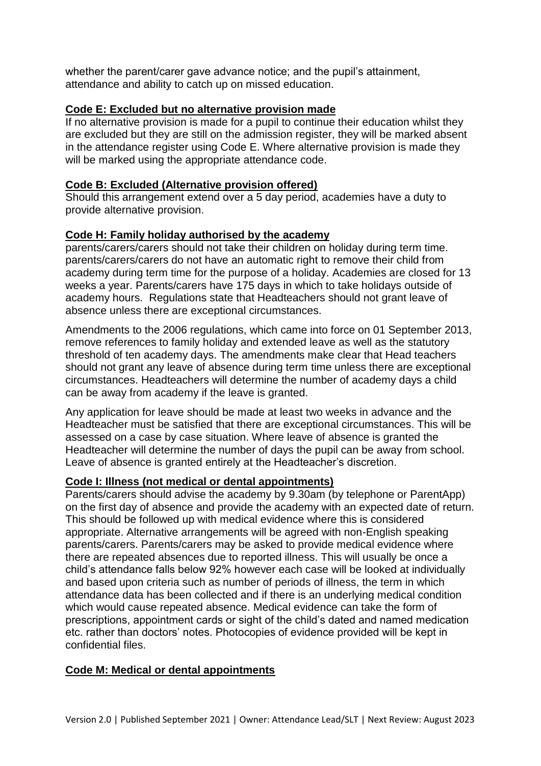whether the parent/carer gave advance notice; and the pupil's attainment, attendance and ability to catch up on missed education.

**Code E: Excluded but no alternative provision made**

If no alternative provision is made for a pupil to continue their education whilst they are excluded but they are still on the admission register, they will be marked absent in the attendance register using Code E. Where alternative provision is made they will be marked using the appropriate attendance code.

**Code B: Excluded (Alternative provision offered)**

Should this arrangement extend over a 5 day period, academies have a duty to provide alternative provision.

**Code H: Family holiday authorised by the academy**

parents/carers/carers should not take their children on holiday during term time. parents/carers/carers do not have an automatic right to remove their child from academy during term time for the purpose of a holiday. Academies are closed for 13 weeks a year. Parents/carers have 175 days in which to take holidays outside of academy hours. Regulations state that Headteachers should not grant leave of absence unless there are exceptional circumstances.

Amendments to the 2006 regulations, which came into force on 01 September 2013, remove references to family holiday and extended leave as well as the statutory threshold of ten academy days. The amendments make clear that Head teachers should not grant any leave of absence during term time unless there are exceptional circumstances. Headteachers will determine the number of academy days a child can be away from academy if the leave is granted.

Any application for leave should be made at least two weeks in advance and the Headteacher must be satisfied that there are exceptional circumstances. This will be assessed on a case by case situation. Where leave of absence is granted the Headteacher will determine the number of days the pupil can be away from school. Leave of absence is granted entirely at the Headteacher's discretion.

**Code I: Illness (not medical or dental appointments)**

Parents/carers should advise the academy by 9.30am (by telephone or ParentApp) on the first day of absence and provide the academy with an expected date of return. This should be followed up with medical evidence where this is considered appropriate. Alternative arrangements will be agreed with non-English speaking parents/carers. Parents/carers may be asked to provide medical evidence where there are repeated absences due to reported illness. This will usually be once a child's attendance falls below 92% however each case will be looked at individually and based upon criteria such as number of periods of illness, the term in which attendance data has been collected and if there is an underlying medical condition which would cause repeated absence. Medical evidence can take the form of prescriptions, appointment cards or sight of the child's dated and named medication etc. rather than doctors' notes. Photocopies of evidence provided will be kept in confidential files.

**Code M: Medical or dental appointments**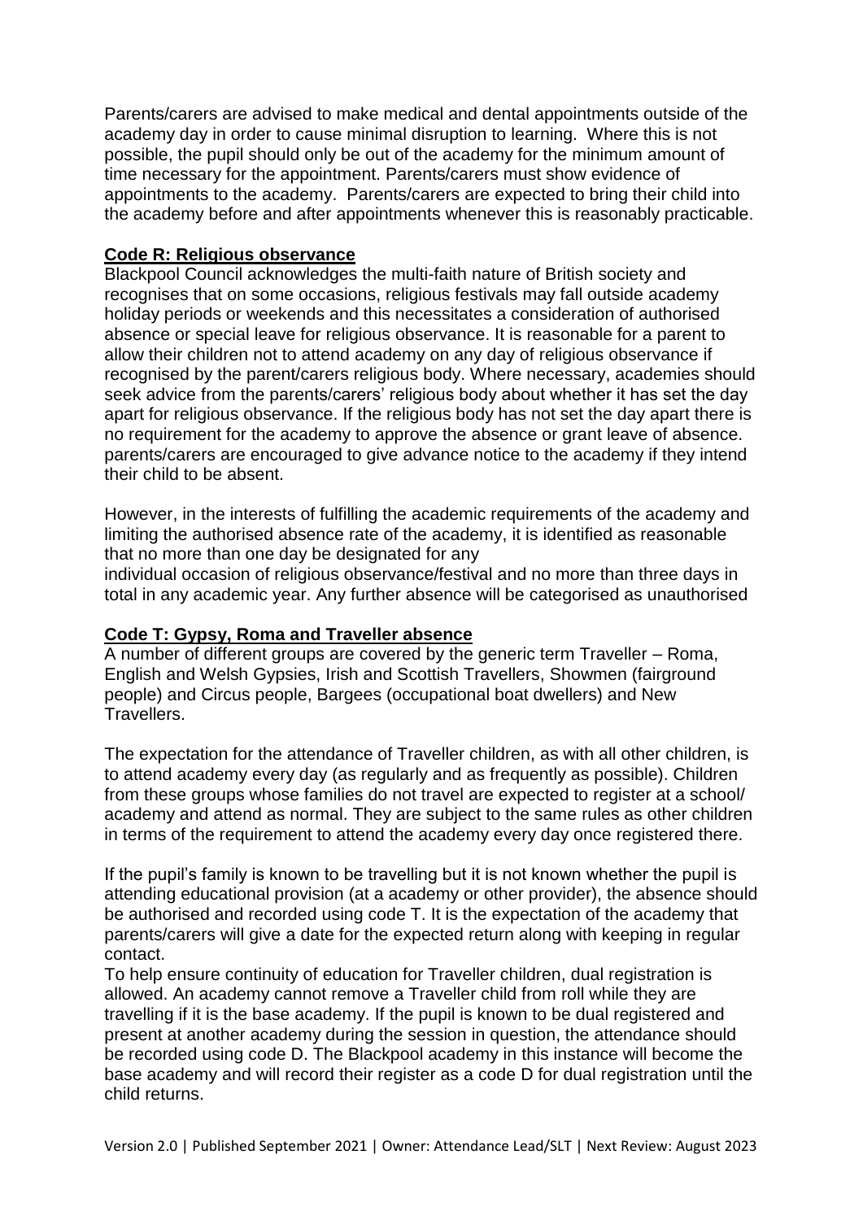Parents/carers are advised to make medical and dental appointments outside of the academy day in order to cause minimal disruption to learning. Where this is not possible, the pupil should only be out of the academy for the minimum amount of time necessary for the appointment. Parents/carers must show evidence of appointments to the academy. Parents/carers are expected to bring their child into the academy before and after appointments whenever this is reasonably practicable.

**Code R: Religious observance**

Blackpool Council acknowledges the multi-faith nature of British society and recognises that on some occasions, religious festivals may fall outside academy holiday periods or weekends and this necessitates a consideration of authorised absence or special leave for religious observance. It is reasonable for a parent to allow their children not to attend academy on any day of religious observance if recognised by the parent/carers religious body. Where necessary, academies should seek advice from the parents/carers' religious body about whether it has set the day apart for religious observance. If the religious body has not set the day apart there is no requirement for the academy to approve the absence or grant leave of absence. parents/carers are encouraged to give advance notice to the academy if they intend their child to be absent.

However, in the interests of fulfilling the academic requirements of the academy and limiting the authorised absence rate of the academy, it is identified as reasonable that no more than one day be designated for any individual occasion of religious observance/festival and no more than three days in total in any academic year. Any further absence will be categorised as unauthorised

**Code T: Gypsy, Roma and Traveller absence**

A number of different groups are covered by the generic term Traveller – Roma, English and Welsh Gypsies, Irish and Scottish Travellers, Showmen (fairground people) and Circus people, Bargees (occupational boat dwellers) and New Travellers.

The expectation for the attendance of Traveller children, as with all other children, is to attend academy every day (as regularly and as frequently as possible). Children from these groups whose families do not travel are expected to register at a school/ academy and attend as normal. They are subject to the same rules as other children in terms of the requirement to attend the academy every day once registered there.

If the pupil's family is known to be travelling but it is not known whether the pupil is attending educational provision (at a academy or other provider), the absence should be authorised and recorded using code T. It is the expectation of the academy that parents/carers will give a date for the expected return along with keeping in regular contact.

To help ensure continuity of education for Traveller children, dual registration is allowed. An academy cannot remove a Traveller child from roll while they are travelling if it is the base academy. If the pupil is known to be dual registered and present at another academy during the session in question, the attendance should be recorded using code D. The Blackpool academy in this instance will become the base academy and will record their register as a code D for dual registration until the child returns.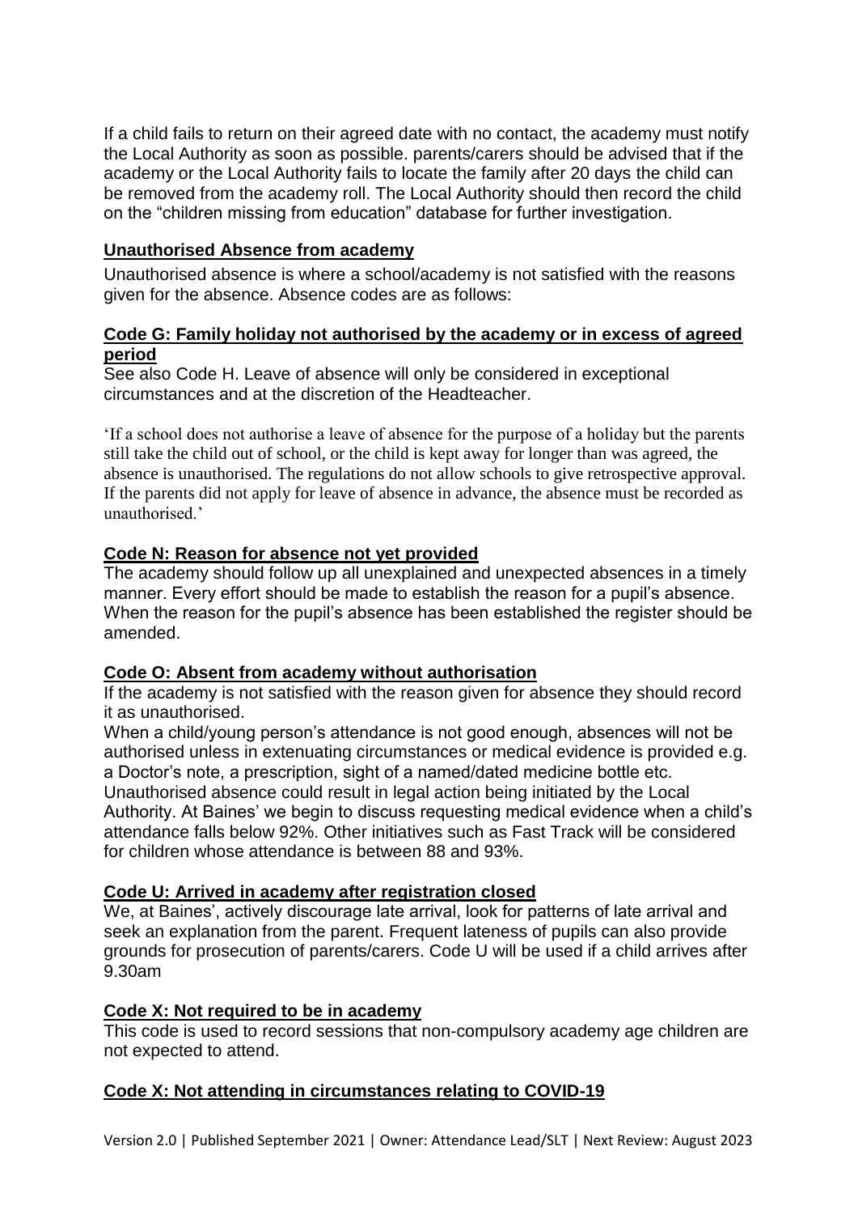If a child fails to return on their agreed date with no contact, the academy must notify the Local Authority as soon as possible. parents/carers should be advised that if the academy or the Local Authority fails to locate the family after 20 days the child can be removed from the academy roll. The Local Authority should then record the child on the "children missing from education" database for further investigation.

## Unauthorised Absence from academy

Unauthorised absence is where a school/academy is not satisfied with the reasons given for the absence. Absence codes are as follows:

### Code G: Family holiday not authorised by the academy or in excess of agreed period

See also Code H. Leave of absence will only be considered in exceptional circumstances and at the discretion of the Headteacher.

'If a school does not authorise a leave of absence for the purpose of a holiday but the parents still take the child out of school, or the child is kept away for longer than was agreed, the absence is unauthorised. The regulations do not allow schools to give retrospective approval. If the parents did not apply for leave of absence in advance, the absence must be recorded as unauthorised.'

### Code N: Reason for absence not yet provided

The academy should follow up all unexplained and unexpected absences in a timely manner. Every effort should be made to establish the reason for a pupil's absence. When the reason for the pupil's absence has been established the register should be amended.

### Code O: Absent from academy without authorisation

If the academy is not satisfied with the reason given for absence they should record it as unauthorised.

When a child/young person's attendance is not good enough, absences will not be authorised unless in extenuating circumstances or medical evidence is provided e.g. a Doctor's note, a prescription, sight of a named/dated medicine bottle etc. Unauthorised absence could result in legal action being initiated by the Local Authority. At Baines' we begin to discuss requesting medical evidence when a child's attendance falls below 92%. Other initiatives such as Fast Track will be considered for children whose attendance is between 88 and 93%.

### Code U: Arrived in academy after registration closed

We, at Baines', actively discourage late arrival, look for patterns of late arrival and seek an explanation from the parent. Frequent lateness of pupils can also provide grounds for prosecution of parents/carers. Code U will be used if a child arrives after 9.30am

### Code X: Not required to be in academy

This code is used to record sessions that non-compulsory academy age children are not expected to attend.

### Code X: Not attending in circumstances relating to COVID-19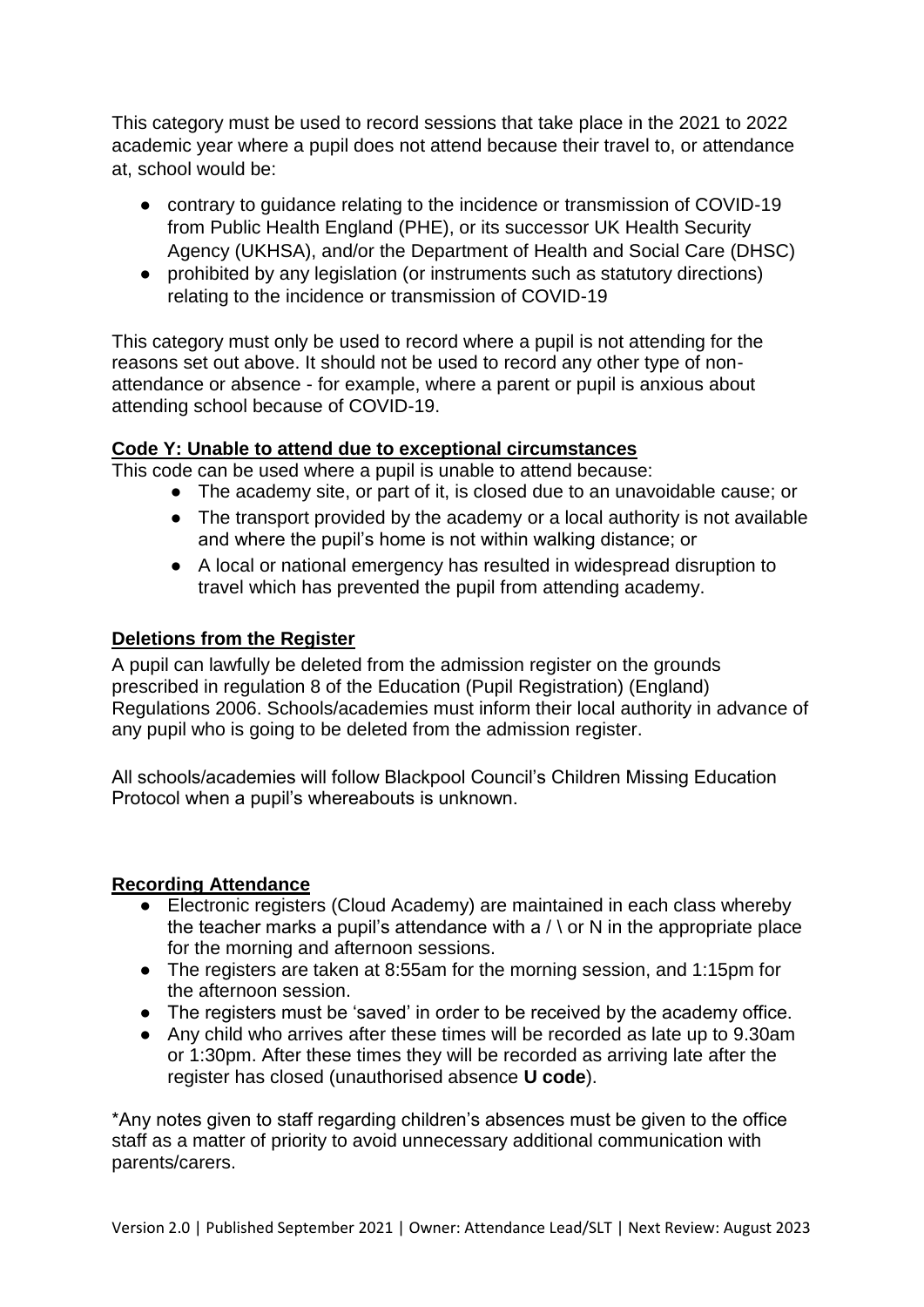This category must be used to record sessions that take place in the 2021 to 2022 academic year where a pupil does not attend because their travel to, or attendance at, school would be:

- contrary to guidance relating to the incidence or transmission of COVID-19 from Public Health England (PHE), or its successor UK Health Security Agency (UKHSA), and/or the Department of Health and Social Care (DHSC)
- prohibited by any legislation (or instruments such as statutory directions) relating to the incidence or transmission of COVID-19

This category must only be used to record where a pupil is not attending for the reasons set out above. It should not be used to record any other type of non-attendance or absence - for example, where a parent or pupil is anxious about attending school because of COVID-19.

**Code Y: Unable to attend due to exceptional circumstances**

This code can be used where a pupil is unable to attend because:

- The academy site, or part of it, is closed due to an unavoidable cause; or
- The transport provided by the academy or a local authority is not available and where the pupil's home is not within walking distance; or
- A local or national emergency has resulted in widespread disruption to travel which has prevented the pupil from attending academy.

**Deletions from the Register**

A pupil can lawfully be deleted from the admission register on the grounds prescribed in regulation 8 of the Education (Pupil Registration) (England) Regulations 2006. Schools/academies must inform their local authority in advance of any pupil who is going to be deleted from the admission register.

All schools/academies will follow Blackpool Council's Children Missing Education Protocol when a pupil's whereabouts is unknown.

**Recording Attendance**

- Electronic registers (Cloud Academy) are maintained in each class whereby the teacher marks a pupil's attendance with a / \ or N in the appropriate place for the morning and afternoon sessions.
- The registers are taken at 8:55am for the morning session, and 1:15pm for the afternoon session.
- The registers must be 'saved' in order to be received by the academy office.
- Any child who arrives after these times will be recorded as late up to 9.30am or 1:30pm. After these times they will be recorded as arriving late after the register has closed (unauthorised absence **U code**).

*Any notes given to staff regarding children's absences must be given to the office staff as a matter of priority to avoid unnecessary additional communication with parents/carers.

Version 2.0 | Published September 2021 | Owner: Attendance Lead/SLT | Next Review: August 2023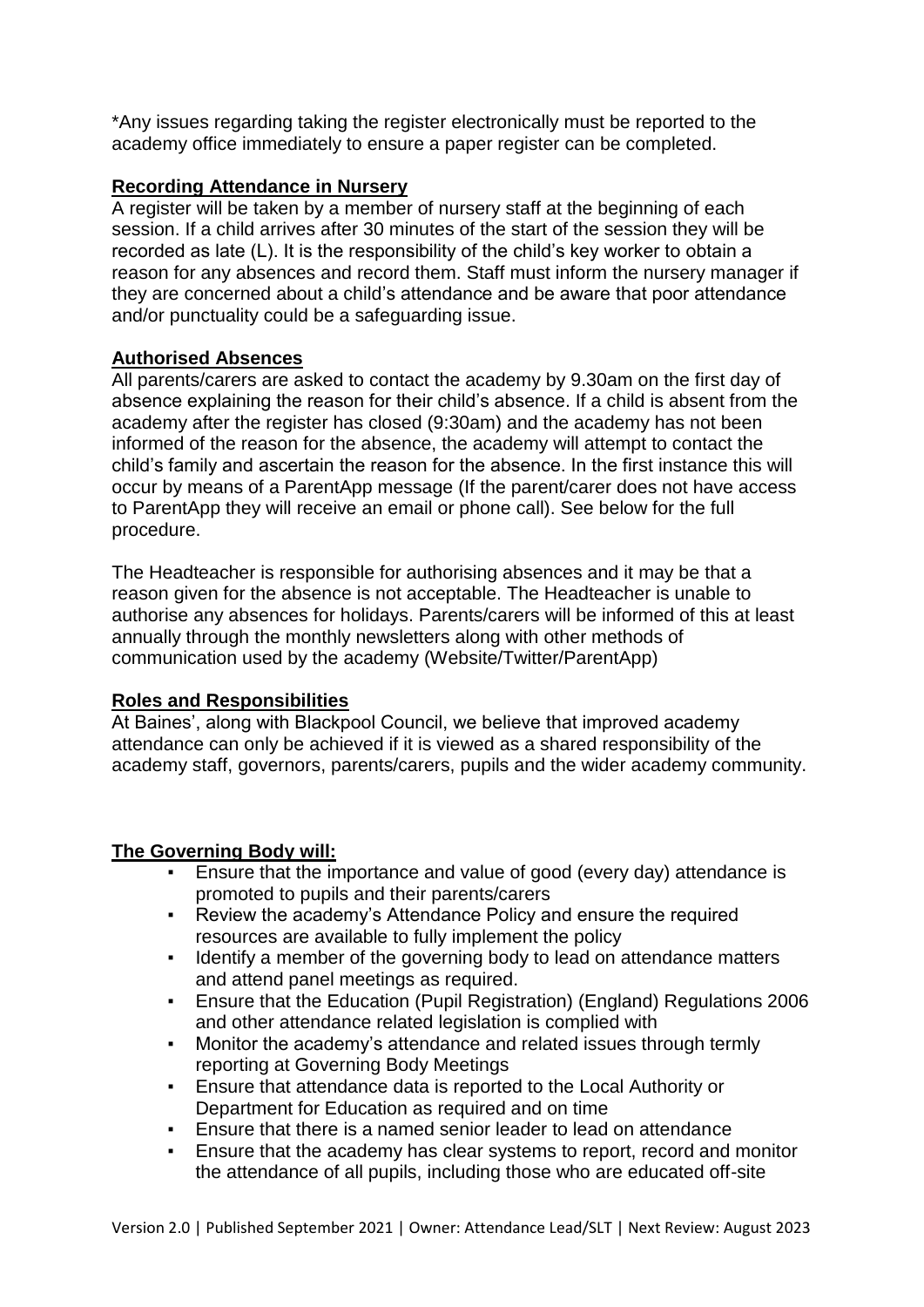*Any issues regarding taking the register electronically must be reported to the academy office immediately to ensure a paper register can be completed.

**Recording Attendance in Nursery**

A register will be taken by a member of nursery staff at the beginning of each session. If a child arrives after 30 minutes of the start of the session they will be recorded as late (L). It is the responsibility of the child's key worker to obtain a reason for any absences and record them. Staff must inform the nursery manager if they are concerned about a child's attendance and be aware that poor attendance and/or punctuality could be a safeguarding issue.

**Authorised Absences**

All parents/carers are asked to contact the academy by 9.30am on the first day of absence explaining the reason for their child's absence. If a child is absent from the academy after the register has closed (9:30am) and the academy has not been informed of the reason for the absence, the academy will attempt to contact the child's family and ascertain the reason for the absence. In the first instance this will occur by means of a ParentApp message (If the parent/carer does not have access to ParentApp they will receive an email or phone call). See below for the full procedure.

The Headteacher is responsible for authorising absences and it may be that a reason given for the absence is not acceptable. The Headteacher is unable to authorise any absences for holidays. Parents/carers will be informed of this at least annually through the monthly newsletters along with other methods of communication used by the academy (Website/Twitter/ParentApp)

**Roles and Responsibilities**

At Baines', along with Blackpool Council, we believe that improved academy attendance can only be achieved if it is viewed as a shared responsibility of the academy staff, governors, parents/carers, pupils and the wider academy community.

**The Governing Body will:**

- Ensure that the importance and value of good (every day) attendance is promoted to pupils and their parents/carers
- Review the academy's Attendance Policy and ensure the required resources are available to fully implement the policy
- Identify a member of the governing body to lead on attendance matters and attend panel meetings as required.
- Ensure that the Education (Pupil Registration) (England) Regulations 2006 and other attendance related legislation is complied with
- Monitor the academy's attendance and related issues through termly reporting at Governing Body Meetings
- Ensure that attendance data is reported to the Local Authority or Department for Education as required and on time
- Ensure that there is a named senior leader to lead on attendance
- Ensure that the academy has clear systems to report, record and monitor the attendance of all pupils, including those who are educated off-site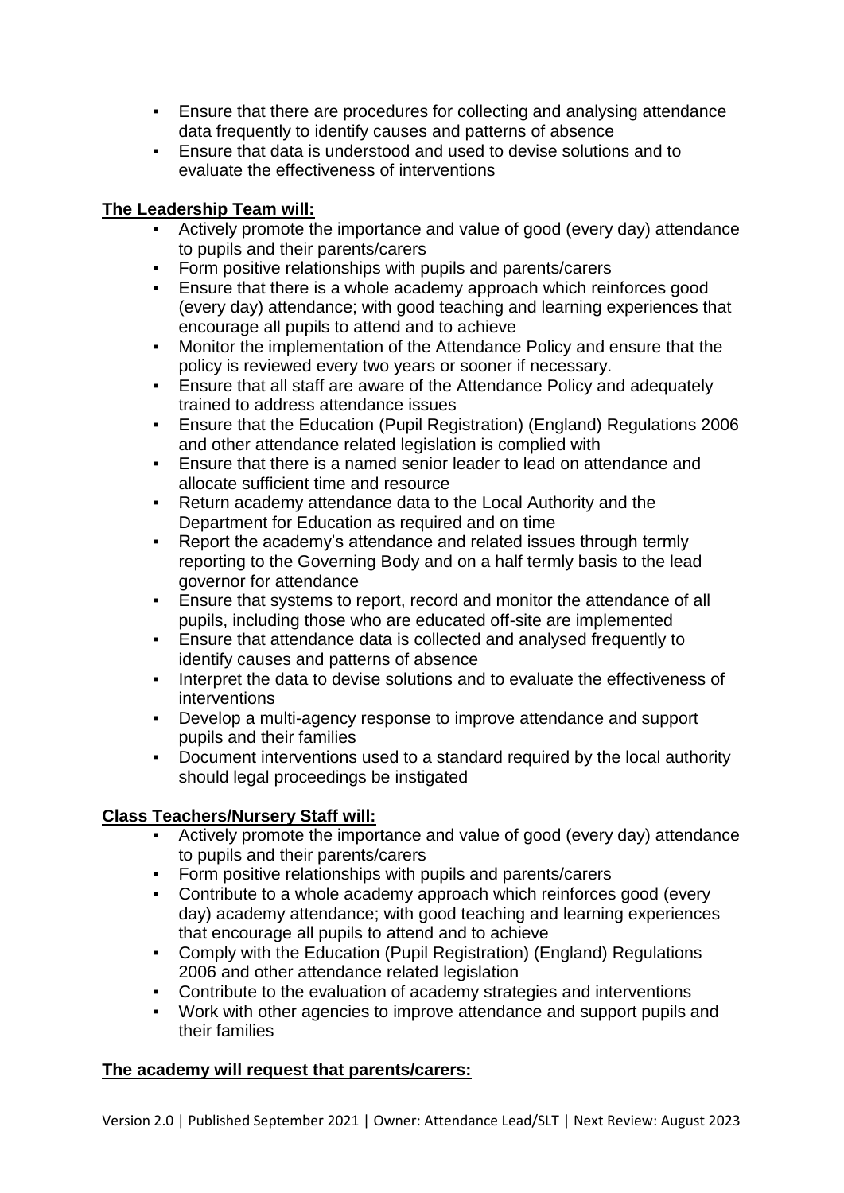- Ensure that there are procedures for collecting and analysing attendance data frequently to identify causes and patterns of absence
- Ensure that data is understood and used to devise solutions and to evaluate the effectiveness of interventions

**The Leadership Team will:**

- Actively promote the importance and value of good (every day) attendance to pupils and their parents/carers
- Form positive relationships with pupils and parents/carers
- Ensure that there is a whole academy approach which reinforces good (every day) attendance; with good teaching and learning experiences that encourage all pupils to attend and to achieve
- Monitor the implementation of the Attendance Policy and ensure that the policy is reviewed every two years or sooner if necessary.
- Ensure that all staff are aware of the Attendance Policy and adequately trained to address attendance issues
- Ensure that the Education (Pupil Registration) (England) Regulations 2006 and other attendance related legislation is complied with
- Ensure that there is a named senior leader to lead on attendance and allocate sufficient time and resource
- Return academy attendance data to the Local Authority and the Department for Education as required and on time
- Report the academy's attendance and related issues through termly reporting to the Governing Body and on a half termly basis to the lead governor for attendance
- Ensure that systems to report, record and monitor the attendance of all pupils, including those who are educated off-site are implemented
- Ensure that attendance data is collected and analysed frequently to identify causes and patterns of absence
- Interpret the data to devise solutions and to evaluate the effectiveness of interventions
- Develop a multi-agency response to improve attendance and support pupils and their families
- Document interventions used to a standard required by the local authority should legal proceedings be instigated

**Class Teachers/Nursery Staff will:**

- Actively promote the importance and value of good (every day) attendance to pupils and their parents/carers
- Form positive relationships with pupils and parents/carers
- Contribute to a whole academy approach which reinforces good (every day) academy attendance; with good teaching and learning experiences that encourage all pupils to attend and to achieve
- Comply with the Education (Pupil Registration) (England) Regulations 2006 and other attendance related legislation
- Contribute to the evaluation of academy strategies and interventions
- Work with other agencies to improve attendance and support pupils and their families

**The academy will request that parents/carers:**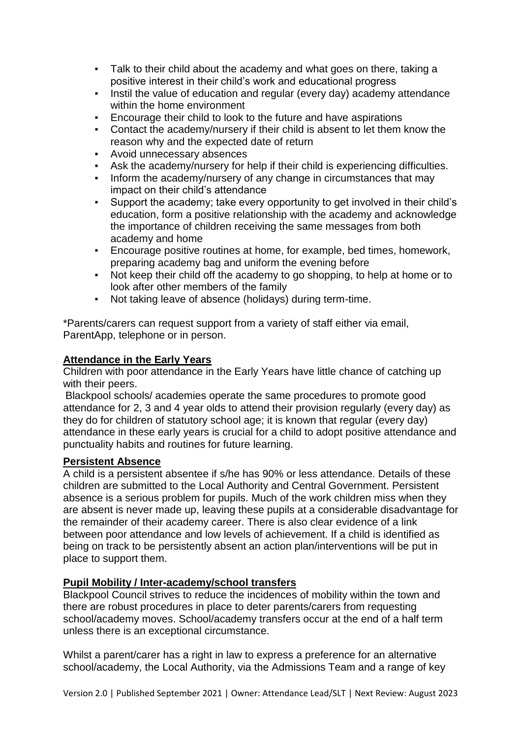- Talk to their child about the academy and what goes on there, taking a positive interest in their child's work and educational progress
- Instil the value of education and regular (every day) academy attendance within the home environment
- Encourage their child to look to the future and have aspirations
- Contact the academy/nursery if their child is absent to let them know the reason why and the expected date of return
- Avoid unnecessary absences
- Ask the academy/nursery for help if their child is experiencing difficulties.
- Inform the academy/nursery of any change in circumstances that may impact on their child's attendance
- Support the academy; take every opportunity to get involved in their child's education, form a positive relationship with the academy and acknowledge the importance of children receiving the same messages from both academy and home
- Encourage positive routines at home, for example, bed times, homework, preparing academy bag and uniform the evening before
- Not keep their child off the academy to go shopping, to help at home or to look after other members of the family
- Not taking leave of absence (holidays) during term-time.

*Parents/carers can request support from a variety of staff either via email, ParentApp, telephone or in person.

**Attendance in the Early Years**

Children with poor attendance in the Early Years have little chance of catching up with their peers.

Blackpool schools/ academies operate the same procedures to promote good attendance for 2, 3 and 4 year olds to attend their provision regularly (every day) as they do for children of statutory school age; it is known that regular (every day) attendance in these early years is crucial for a child to adopt positive attendance and punctuality habits and routines for future learning.

**Persistent Absence**

A child is a persistent absentee if s/he has 90% or less attendance. Details of these children are submitted to the Local Authority and Central Government. Persistent absence is a serious problem for pupils. Much of the work children miss when they are absent is never made up, leaving these pupils at a considerable disadvantage for the remainder of their academy career. There is also clear evidence of a link between poor attendance and low levels of achievement. If a child is identified as being on track to be persistently absent an action plan/interventions will be put in place to support them.

**Pupil Mobility / Inter-academy/school transfers**

Blackpool Council strives to reduce the incidences of mobility within the town and there are robust procedures in place to deter parents/carers from requesting school/academy moves. School/academy transfers occur at the end of a half term unless there is an exceptional circumstance.

Whilst a parent/carer has a right in law to express a preference for an alternative school/academy, the Local Authority, via the Admissions Team and a range of key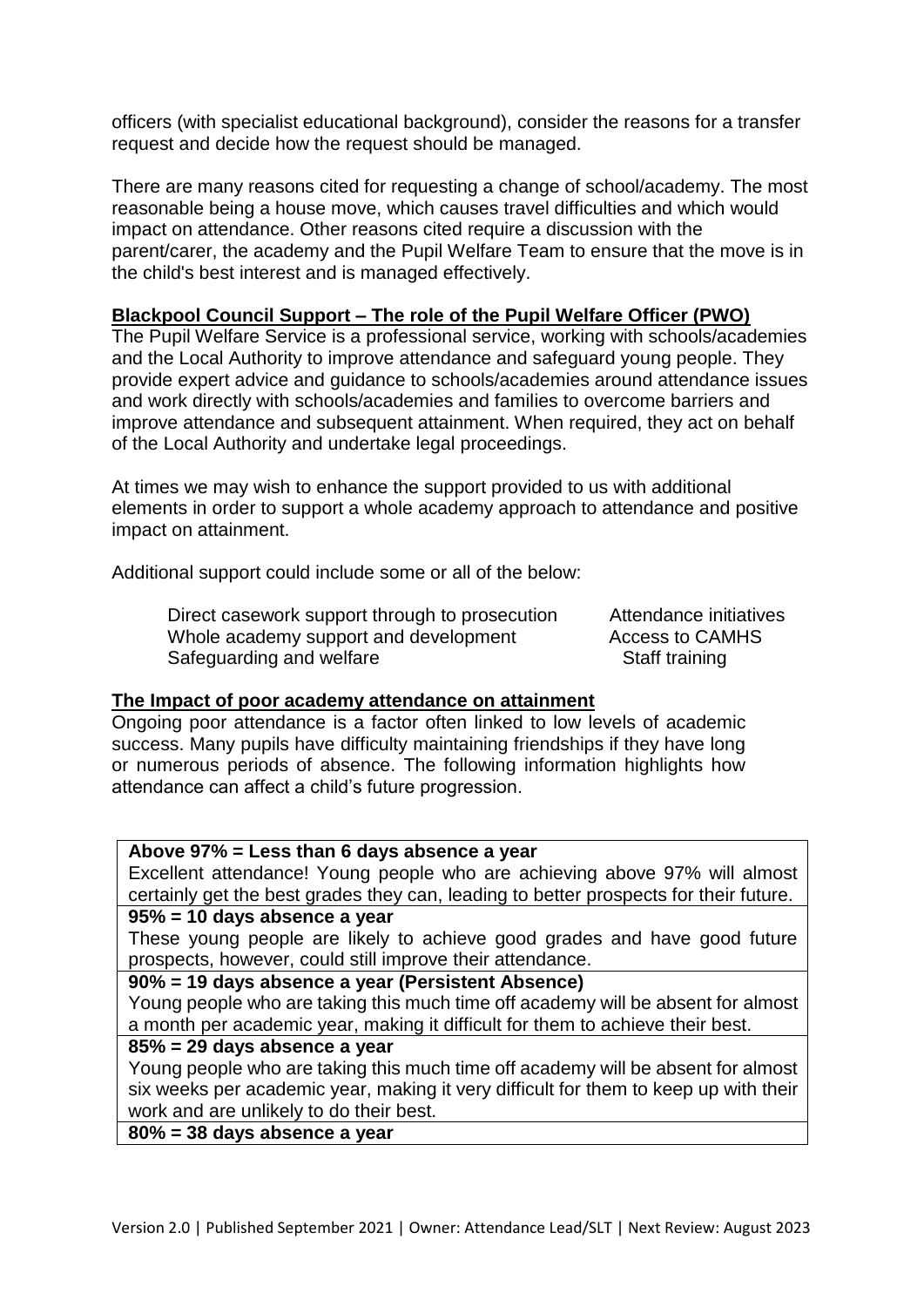officers (with specialist educational background), consider the reasons for a transfer request and decide how the request should be managed.

There are many reasons cited for requesting a change of school/academy. The most reasonable being a house move, which causes travel difficulties and which would impact on attendance. Other reasons cited require a discussion with the parent/carer, the academy and the Pupil Welfare Team to ensure that the move is in the child's best interest and is managed effectively.

## Blackpool Council Support – The role of the Pupil Welfare Officer (PWO)

The Pupil Welfare Service is a professional service, working with schools/academies and the Local Authority to improve attendance and safeguard young people. They provide expert advice and guidance to schools/academies around attendance issues and work directly with schools/academies and families to overcome barriers and improve attendance and subsequent attainment. When required, they act on behalf of the Local Authority and undertake legal proceedings.

At times we may wish to enhance the support provided to us with additional elements in order to support a whole academy approach to attendance and positive impact on attainment.

Additional support could include some or all of the below:

- Direct casework support through to prosecution
- Whole academy support and development
- Safeguarding and welfare
- Attendance initiatives
- Access to CAMHS
- Staff training

## The Impact of poor academy attendance on attainment

Ongoing poor attendance is a factor often linked to low levels of academic success. Many pupils have difficulty maintaining friendships if they have long or numerous periods of absence. The following information highlights how attendance can affect a child's future progression.

| **Above 97% = Less than 6 days absence a year** |
|---|
| Excellent attendance! Young people who are achieving above 97% will almost certainly get the best grades they can, leading to better prospects for their future. |
| **95% = 10 days absence a year** |
| These young people are likely to achieve good grades and have good future prospects, however, could still improve their attendance. |
| **90% = 19 days absence a year (Persistent Absence)** |
| Young people who are taking this much time off academy will be absent for almost a month per academic year, making it difficult for them to achieve their best. |
| **85% = 29 days absence a year** |
| Young people who are taking this much time off academy will be absent for almost six weeks per academic year, making it very difficult for them to keep up with their work and are unlikely to do their best. |
| **80% = 38 days absence a year** |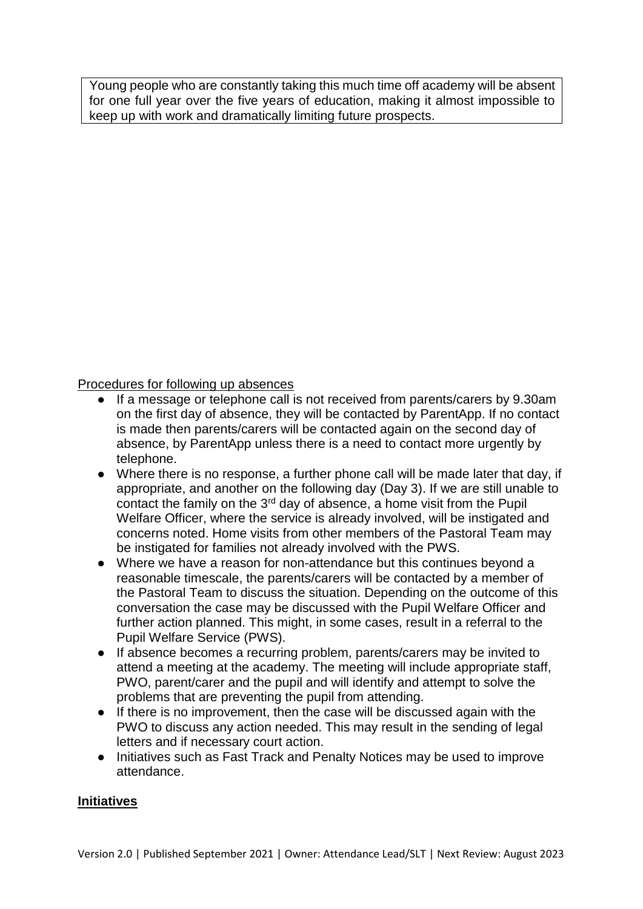Young people who are constantly taking this much time off academy will be absent for one full year over the five years of education, making it almost impossible to keep up with work and dramatically limiting future prospects.

Procedures for following up absences

- If a message or telephone call is not received from parents/carers by 9.30am on the first day of absence, they will be contacted by ParentApp. If no contact is made then parents/carers will be contacted again on the second day of absence, by ParentApp unless there is a need to contact more urgently by telephone.
- Where there is no response, a further phone call will be made later that day, if appropriate, and another on the following day (Day 3). If we are still unable to contact the family on the 3rd day of absence, a home visit from the Pupil Welfare Officer, where the service is already involved, will be instigated and concerns noted. Home visits from other members of the Pastoral Team may be instigated for families not already involved with the PWS.
- Where we have a reason for non-attendance but this continues beyond a reasonable timescale, the parents/carers will be contacted by a member of the Pastoral Team to discuss the situation. Depending on the outcome of this conversation the case may be discussed with the Pupil Welfare Officer and further action planned. This might, in some cases, result in a referral to the Pupil Welfare Service (PWS).
- If absence becomes a recurring problem, parents/carers may be invited to attend a meeting at the academy. The meeting will include appropriate staff, PWO, parent/carer and the pupil and will identify and attempt to solve the problems that are preventing the pupil from attending.
- If there is no improvement, then the case will be discussed again with the PWO to discuss any action needed. This may result in the sending of legal letters and if necessary court action.
- Initiatives such as Fast Track and Penalty Notices may be used to improve attendance.

**Initiatives**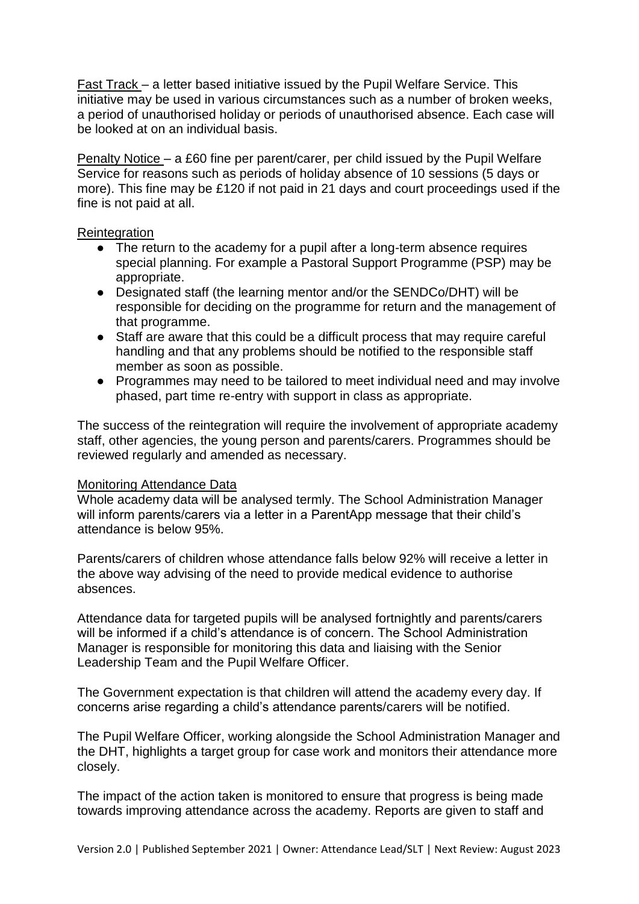Fast Track – a letter based initiative issued by the Pupil Welfare Service. This initiative may be used in various circumstances such as a number of broken weeks, a period of unauthorised holiday or periods of unauthorised absence. Each case will be looked at on an individual basis.

Penalty Notice – a £60 fine per parent/carer, per child issued by the Pupil Welfare Service for reasons such as periods of holiday absence of 10 sessions (5 days or more). This fine may be £120 if not paid in 21 days and court proceedings used if the fine is not paid at all.

Reintegration

- The return to the academy for a pupil after a long-term absence requires special planning. For example a Pastoral Support Programme (PSP) may be appropriate.
- Designated staff (the learning mentor and/or the SENDCo/DHT) will be responsible for deciding on the programme for return and the management of that programme.
- Staff are aware that this could be a difficult process that may require careful handling and that any problems should be notified to the responsible staff member as soon as possible.
- Programmes may need to be tailored to meet individual need and may involve phased, part time re-entry with support in class as appropriate.

The success of the reintegration will require the involvement of appropriate academy staff, other agencies, the young person and parents/carers. Programmes should be reviewed regularly and amended as necessary.

Monitoring Attendance Data

Whole academy data will be analysed termly. The School Administration Manager will inform parents/carers via a letter in a ParentApp message that their child's attendance is below 95%.

Parents/carers of children whose attendance falls below 92% will receive a letter in the above way advising of the need to provide medical evidence to authorise absences.

Attendance data for targeted pupils will be analysed fortnightly and parents/carers will be informed if a child's attendance is of concern. The School Administration Manager is responsible for monitoring this data and liaising with the Senior Leadership Team and the Pupil Welfare Officer.

The Government expectation is that children will attend the academy every day. If concerns arise regarding a child's attendance parents/carers will be notified.

The Pupil Welfare Officer, working alongside the School Administration Manager and the DHT, highlights a target group for case work and monitors their attendance more closely.

The impact of the action taken is monitored to ensure that progress is being made towards improving attendance across the academy. Reports are given to staff and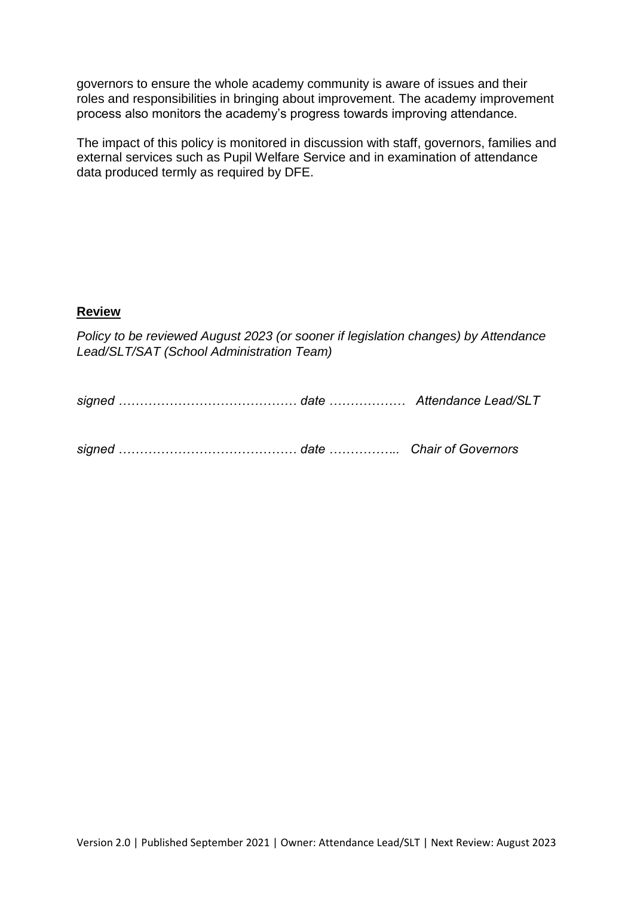governors to ensure the whole academy community is aware of issues and their roles and responsibilities in bringing about improvement. The academy improvement process also monitors the academy's progress towards improving attendance.

The impact of this policy is monitored in discussion with staff, governors, families and external services such as Pupil Welfare Service and in examination of attendance data produced termly as required by DFE.

**Review**

*Policy to be reviewed August 2023 (or sooner if legislation changes) by Attendance Lead/SLT/SAT (School Administration Team)*

*signed ……………………………………. date ……………… Attendance Lead/SLT*

*signed ……………………………………. date …………….. Chair of Governors*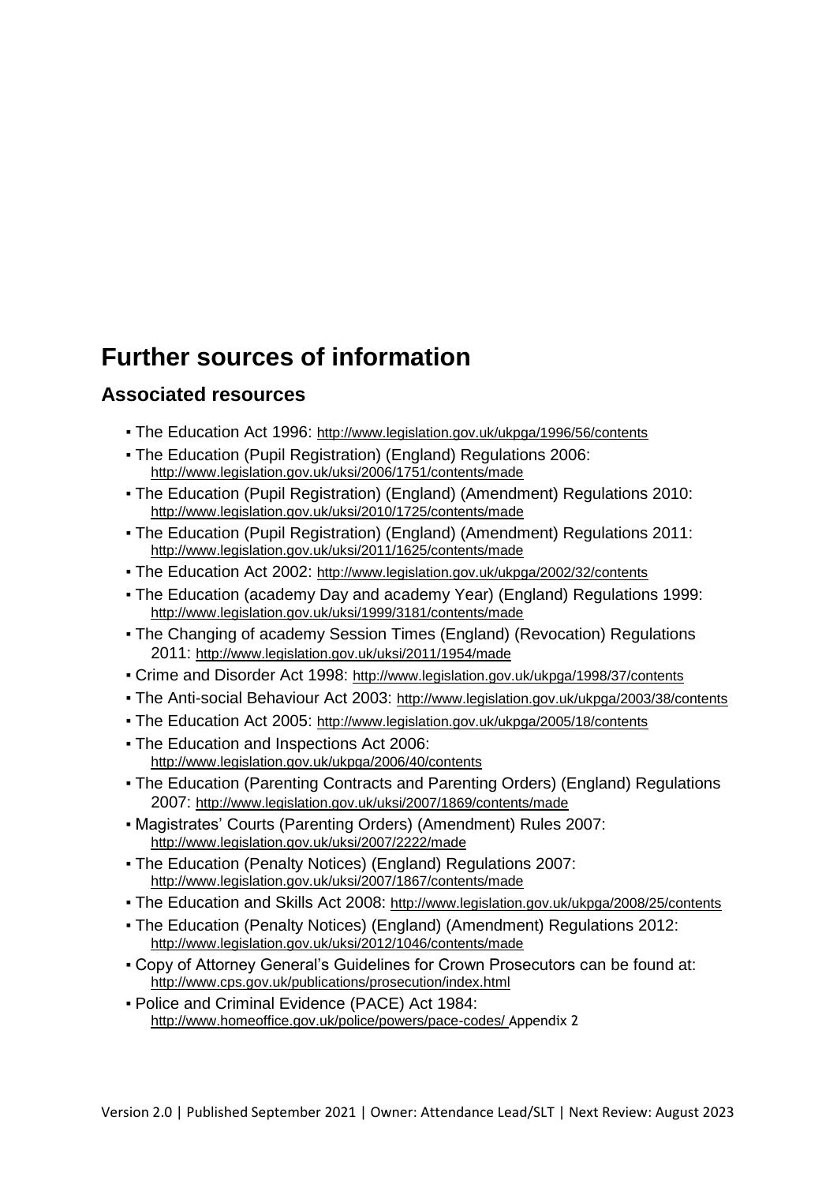# Further sources of information

## Associated resources

- The Education Act 1996: http://www.legislation.gov.uk/ukpga/1996/56/contents
- The Education (Pupil Registration) (England) Regulations 2006: http://www.legislation.gov.uk/uksi/2006/1751/contents/made
- The Education (Pupil Registration) (England) (Amendment) Regulations 2010: http://www.legislation.gov.uk/uksi/2010/1725/contents/made
- The Education (Pupil Registration) (England) (Amendment) Regulations 2011: http://www.legislation.gov.uk/uksi/2011/1625/contents/made
- The Education Act 2002: http://www.legislation.gov.uk/ukpga/2002/32/contents
- The Education (academy Day and academy Year) (England) Regulations 1999: http://www.legislation.gov.uk/uksi/1999/3181/contents/made
- The Changing of academy Session Times (England) (Revocation) Regulations 2011: http://www.legislation.gov.uk/uksi/2011/1954/made
- Crime and Disorder Act 1998: http://www.legislation.gov.uk/ukpga/1998/37/contents
- The Anti-social Behaviour Act 2003: http://www.legislation.gov.uk/ukpga/2003/38/contents
- The Education Act 2005: http://www.legislation.gov.uk/ukpga/2005/18/contents
- The Education and Inspections Act 2006: http://www.legislation.gov.uk/ukpga/2006/40/contents
- The Education (Parenting Contracts and Parenting Orders) (England) Regulations 2007: http://www.legislation.gov.uk/uksi/2007/1869/contents/made
- Magistrates' Courts (Parenting Orders) (Amendment) Rules 2007: http://www.legislation.gov.uk/uksi/2007/2222/made
- The Education (Penalty Notices) (England) Regulations 2007: http://www.legislation.gov.uk/uksi/2007/1867/contents/made
- The Education and Skills Act 2008: http://www.legislation.gov.uk/ukpga/2008/25/contents
- The Education (Penalty Notices) (England) (Amendment) Regulations 2012: http://www.legislation.gov.uk/uksi/2012/1046/contents/made
- Copy of Attorney General's Guidelines for Crown Prosecutors can be found at: http://www.cps.gov.uk/publications/prosecution/index.html
- Police and Criminal Evidence (PACE) Act 1984: http://www.homeoffice.gov.uk/police/powers/pace-codes/ Appendix 2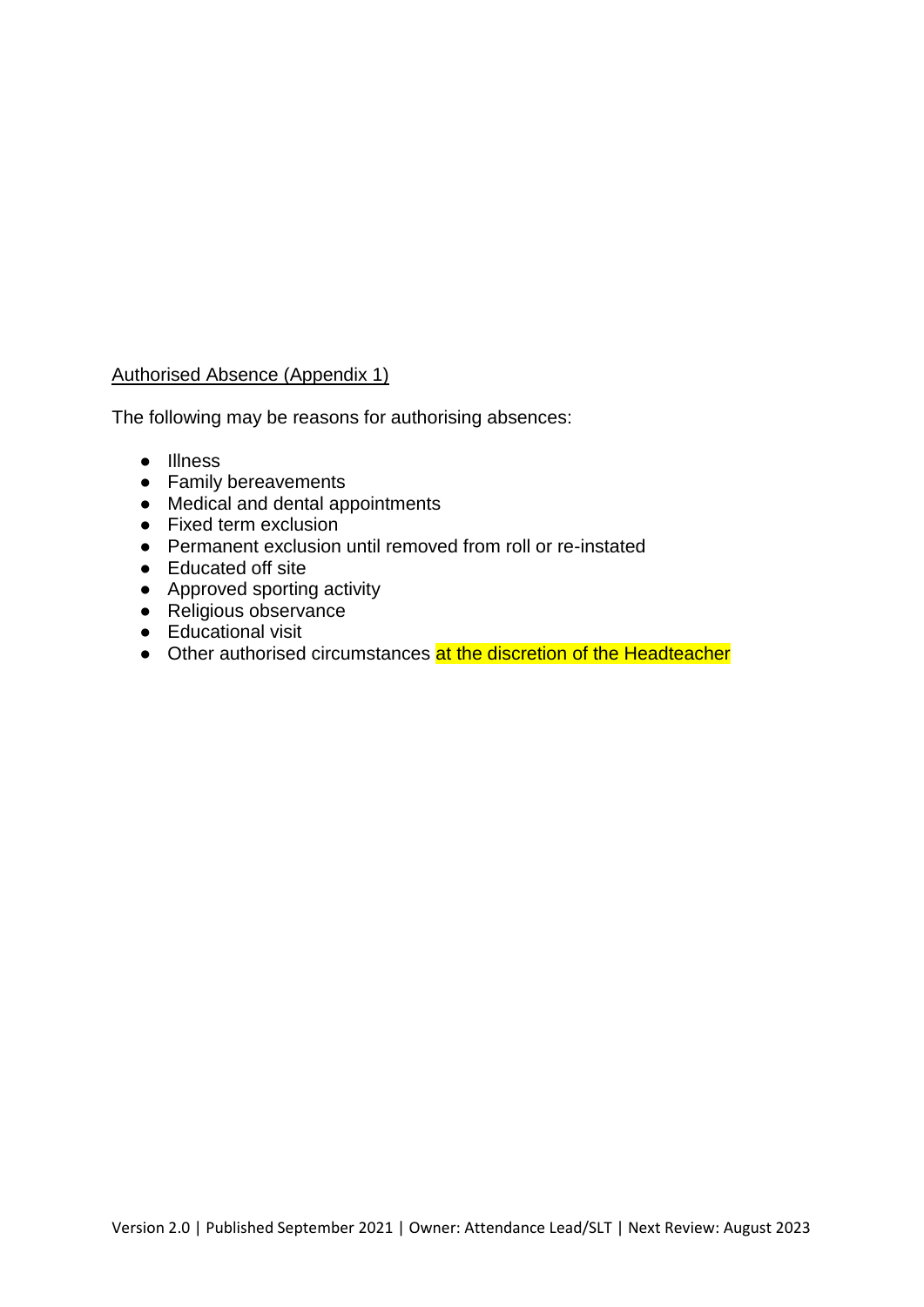Authorised Absence (Appendix 1)

The following may be reasons for authorising absences:

- Illness
- Family bereavements
- Medical and dental appointments
- Fixed term exclusion
- Permanent exclusion until removed from roll or re-instated
- Educated off site
- Approved sporting activity
- Religious observance
- Educational visit
- Other authorised circumstances at the discretion of the Headteacher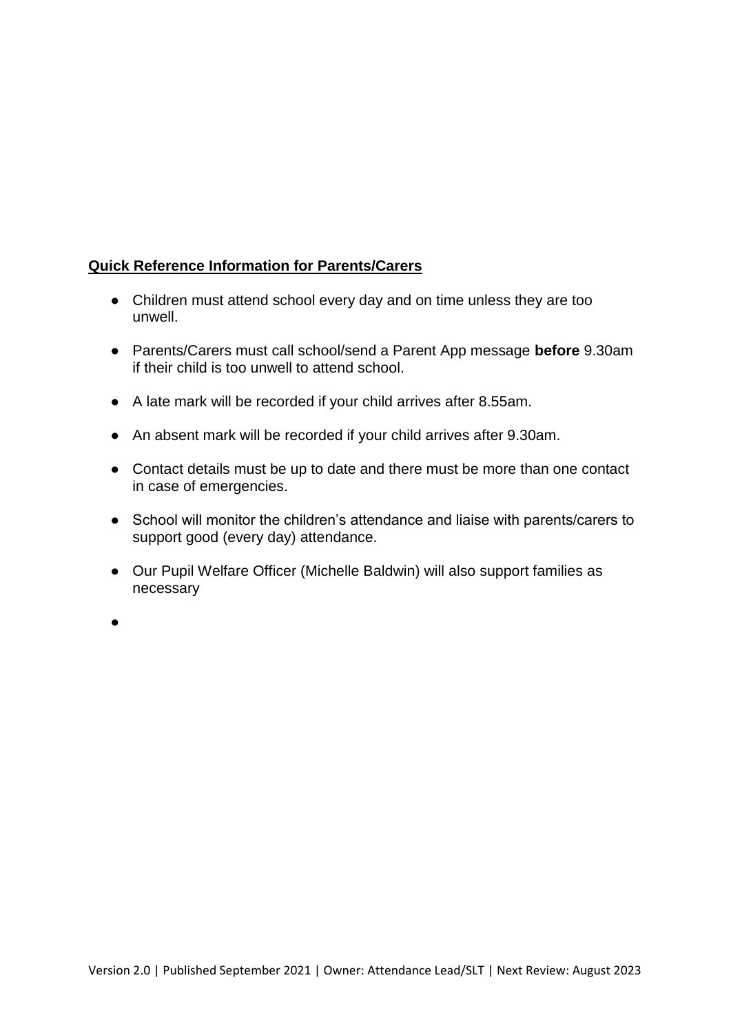**Quick Reference Information for Parents/Carers**

- Children must attend school every day and on time unless they are too unwell.
- Parents/Carers must call school/send a Parent App message **before** 9.30am if their child is too unwell to attend school.
- A late mark will be recorded if your child arrives after 8.55am.
- An absent mark will be recorded if your child arrives after 9.30am.
- Contact details must be up to date and there must be more than one contact in case of emergencies.
- School will monitor the children's attendance and liaise with parents/carers to support good (every day) attendance.
- Our Pupil Welfare Officer (Michelle Baldwin) will also support families as necessary
-

Version 2.0 | Published September 2021 | Owner: Attendance Lead/SLT | Next Review: August 2023